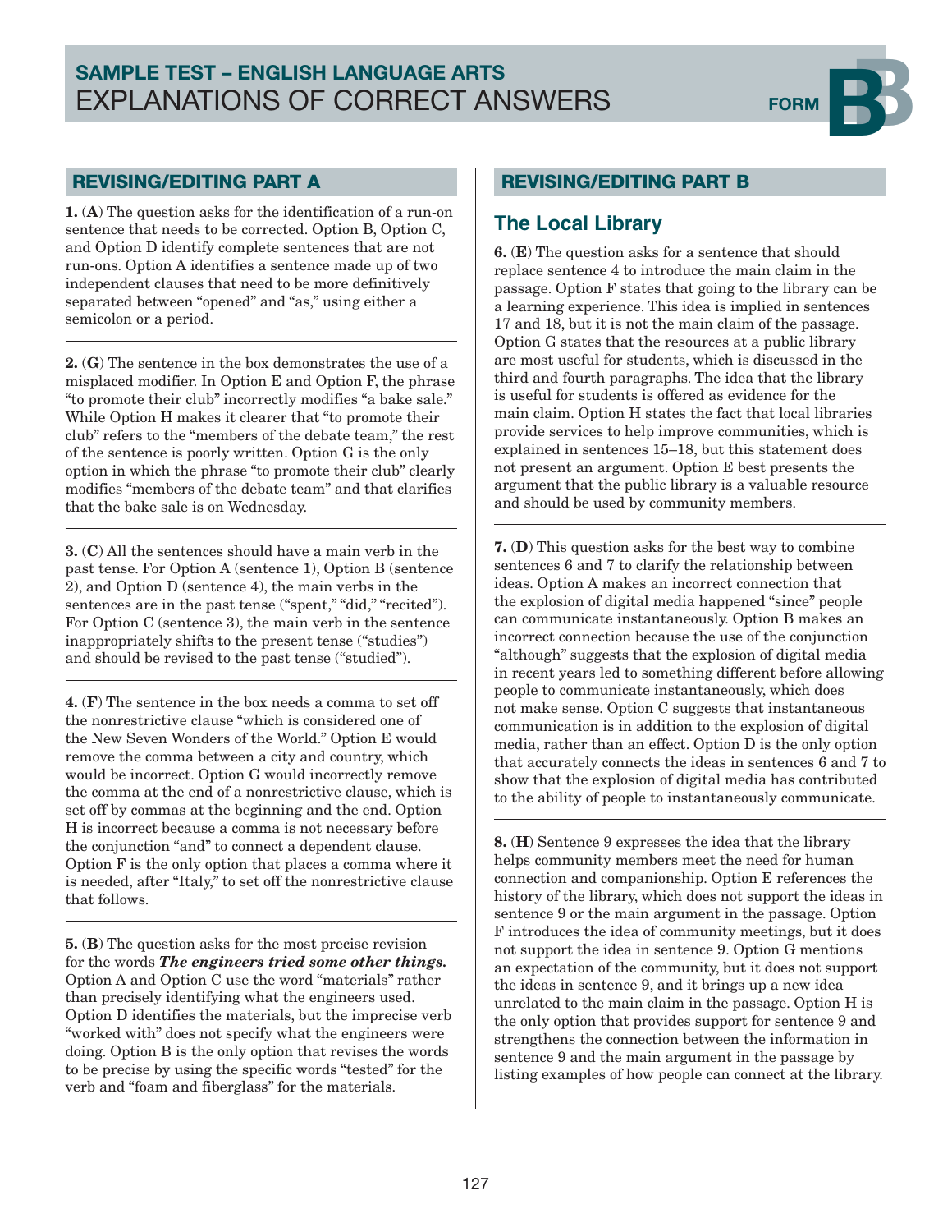# SAMPLE TEST – ENGLISH LANGUAGE ARTS
# EXPLANATIONS OF CORRECT ANSWERS

FORM B

## REVISING/EDITING PART A

**1.** (**A**) The question asks for the identification of a run-on sentence that needs to be corrected. Option B, Option C, and Option D identify complete sentences that are not run-ons. Option A identifies a sentence made up of two independent clauses that need to be more definitively separated between "opened" and "as," using either a semicolon or a period.

**2.** (**G**) The sentence in the box demonstrates the use of a misplaced modifier. In Option E and Option F, the phrase "to promote their club" incorrectly modifies "a bake sale." While Option H makes it clearer that "to promote their club" refers to the "members of the debate team," the rest of the sentence is poorly written. Option G is the only option in which the phrase "to promote their club" clearly modifies "members of the debate team" and that clarifies that the bake sale is on Wednesday.

**3.** (**C**) All the sentences should have a main verb in the past tense. For Option A (sentence 1), Option B (sentence 2), and Option D (sentence 4), the main verbs in the sentences are in the past tense ("spent," "did," "recited"). For Option C (sentence 3), the main verb in the sentence inappropriately shifts to the present tense ("studies") and should be revised to the past tense ("studied").

**4.** (**F**) The sentence in the box needs a comma to set off the nonrestrictive clause "which is considered one of the New Seven Wonders of the World." Option E would remove the comma between a city and country, which would be incorrect. Option G would incorrectly remove the comma at the end of a nonrestrictive clause, which is set off by commas at the beginning and the end. Option H is incorrect because a comma is not necessary before the conjunction "and" to connect a dependent clause. Option F is the only option that places a comma where it is needed, after "Italy," to set off the nonrestrictive clause that follows.

**5.** (**B**) The question asks for the most precise revision for the words ***The engineers tried some other things.*** Option A and Option C use the word "materials" rather than precisely identifying what the engineers used. Option D identifies the materials, but the imprecise verb "worked with" does not specify what the engineers were doing. Option B is the only option that revises the words to be precise by using the specific words "tested" for the verb and "foam and fiberglass" for the materials.

## REVISING/EDITING PART B

### The Local Library

**6.** (**E**) The question asks for a sentence that should replace sentence 4 to introduce the main claim in the passage. Option F states that going to the library can be a learning experience. This idea is implied in sentences 17 and 18, but it is not the main claim of the passage. Option G states that the resources at a public library are most useful for students, which is discussed in the third and fourth paragraphs. The idea that the library is useful for students is offered as evidence for the main claim. Option H states the fact that local libraries provide services to help improve communities, which is explained in sentences 15–18, but this statement does not present an argument. Option E best presents the argument that the public library is a valuable resource and should be used by community members.

**7.** (**D**) This question asks for the best way to combine sentences 6 and 7 to clarify the relationship between ideas. Option A makes an incorrect connection that the explosion of digital media happened "since" people can communicate instantaneously. Option B makes an incorrect connection because the use of the conjunction "although" suggests that the explosion of digital media in recent years led to something different before allowing people to communicate instantaneously, which does not make sense. Option C suggests that instantaneous communication is in addition to the explosion of digital media, rather than an effect. Option D is the only option that accurately connects the ideas in sentences 6 and 7 to show that the explosion of digital media has contributed to the ability of people to instantaneously communicate.

**8.** (**H**) Sentence 9 expresses the idea that the library helps community members meet the need for human connection and companionship. Option E references the history of the library, which does not support the ideas in sentence 9 or the main argument in the passage. Option F introduces the idea of community meetings, but it does not support the idea in sentence 9. Option G mentions an expectation of the community, but it does not support the ideas in sentence 9, and it brings up a new idea unrelated to the main claim in the passage. Option H is the only option that provides support for sentence 9 and strengthens the connection between the information in sentence 9 and the main argument in the passage by listing examples of how people can connect at the library.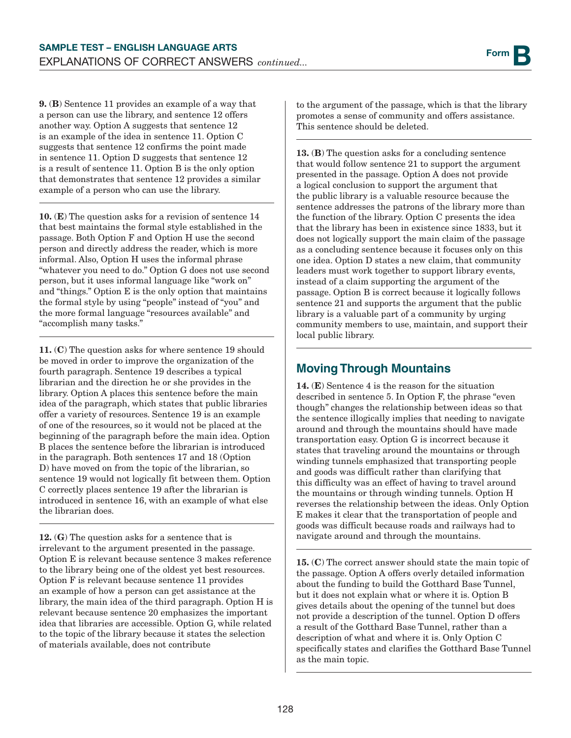**9.** (**B**) Sentence 11 provides an example of a way that a person can use the library, and sentence 12 offers another way. Option A suggests that sentence 12 is an example of the idea in sentence 11. Option C suggests that sentence 12 confirms the point made in sentence 11. Option D suggests that sentence 12 is a result of sentence 11. Option B is the only option that demonstrates that sentence 12 provides a similar example of a person who can use the library.

---

**10.** (**E**) The question asks for a revision of sentence 14 that best maintains the formal style established in the passage. Both Option F and Option H use the second person and directly address the reader, which is more informal. Also, Option H uses the informal phrase "whatever you need to do." Option G does not use second person, but it uses informal language like "work on" and "things." Option E is the only option that maintains the formal style by using "people" instead of "you" and the more formal language "resources available" and "accomplish many tasks."

---

**11.** (**C**) The question asks for where sentence 19 should be moved in order to improve the organization of the fourth paragraph. Sentence 19 describes a typical librarian and the direction he or she provides in the library. Option A places this sentence before the main idea of the paragraph, which states that public libraries offer a variety of resources. Sentence 19 is an example of one of the resources, so it would not be placed at the beginning of the paragraph before the main idea. Option B places the sentence before the librarian is introduced in the paragraph. Both sentences 17 and 18 (Option D) have moved on from the topic of the librarian, so sentence 19 would not logically fit between them. Option C correctly places sentence 19 after the librarian is introduced in sentence 16, with an example of what else the librarian does.

---

**12.** (**G**) The question asks for a sentence that is irrelevant to the argument presented in the passage. Option E is relevant because sentence 3 makes reference to the library being one of the oldest yet best resources. Option F is relevant because sentence 11 provides an example of how a person can get assistance at the library, the main idea of the third paragraph. Option H is relevant because sentence 20 emphasizes the important idea that libraries are accessible. Option G, while related to the topic of the library because it states the selection of materials available, does not contribute to the argument of the passage, which is that the library promotes a sense of community and offers assistance. This sentence should be deleted.

---

**13.** (**B**) The question asks for a concluding sentence that would follow sentence 21 to support the argument presented in the passage. Option A does not provide a logical conclusion to support the argument that the public library is a valuable resource because the sentence addresses the patrons of the library more than the function of the library. Option C presents the idea that the library has been in existence since 1833, but it does not logically support the main claim of the passage as a concluding sentence because it focuses only on this one idea. Option D states a new claim, that community leaders must work together to support library events, instead of a claim supporting the argument of the passage. Option B is correct because it logically follows sentence 21 and supports the argument that the public library is a valuable part of a community by urging community members to use, maintain, and support their local public library.

---

## Moving Through Mountains

**14.** (**E**) Sentence 4 is the reason for the situation described in sentence 5. In Option F, the phrase "even though" changes the relationship between ideas so that the sentence illogically implies that needing to navigate around and through the mountains should have made transportation easy. Option G is incorrect because it states that traveling around the mountains or through winding tunnels emphasized that transporting people and goods was difficult rather than clarifying that this difficulty was an effect of having to travel around the mountains or through winding tunnels. Option H reverses the relationship between the ideas. Only Option E makes it clear that the transportation of people and goods was difficult because roads and railways had to navigate around and through the mountains.

---

**15.** (**C**) The correct answer should state the main topic of the passage. Option A offers overly detailed information about the funding to build the Gotthard Base Tunnel, but it does not explain what or where it is. Option B gives details about the opening of the tunnel but does not provide a description of the tunnel. Option D offers a result of the Gotthard Base Tunnel, rather than a description of what and where it is. Only Option C specifically states and clarifies the Gotthard Base Tunnel as the main topic.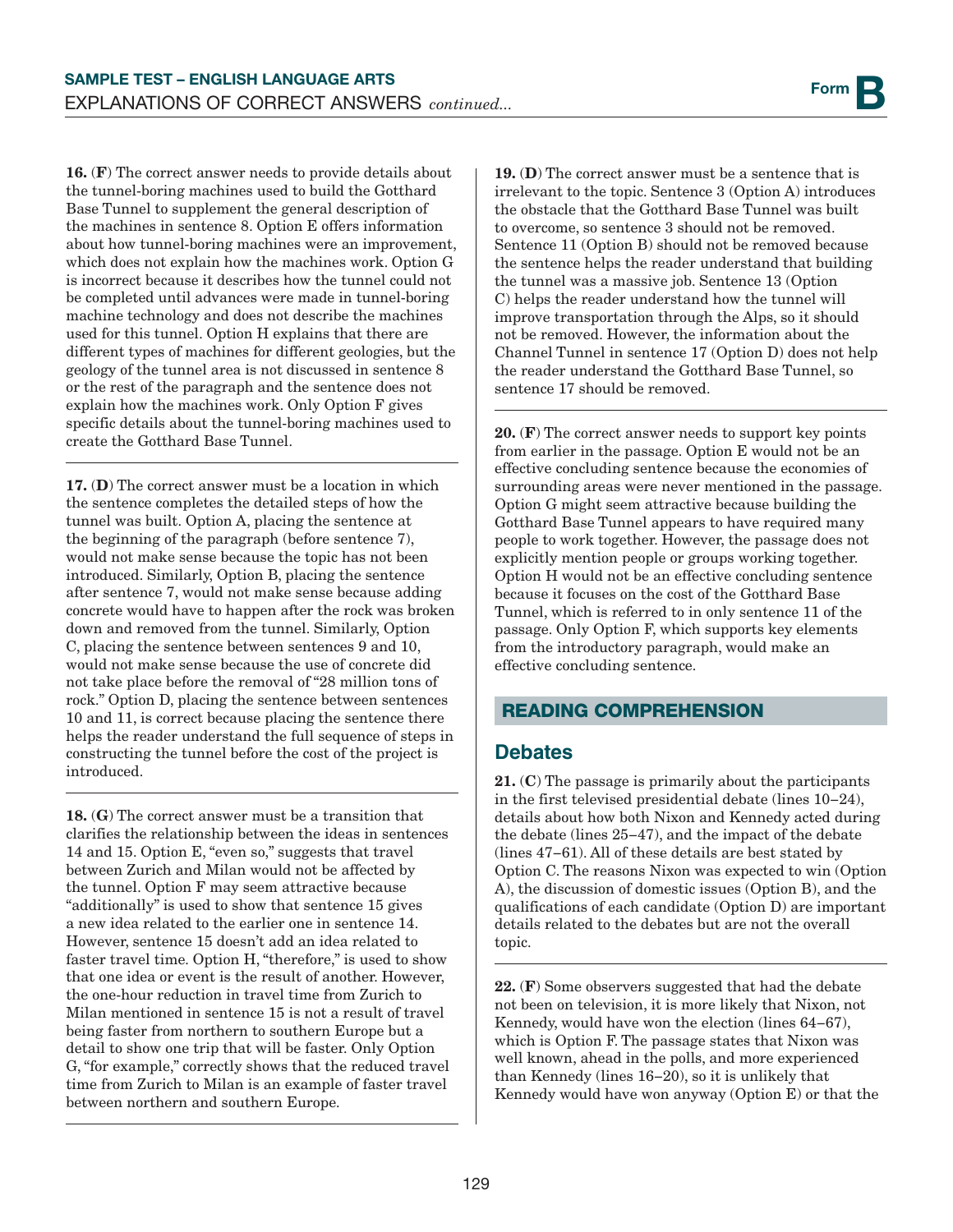**16.** (**F**) The correct answer needs to provide details about the tunnel-boring machines used to build the Gotthard Base Tunnel to supplement the general description of the machines in sentence 8. Option E offers information about how tunnel-boring machines were an improvement, which does not explain how the machines work. Option G is incorrect because it describes how the tunnel could not be completed until advances were made in tunnel-boring machine technology and does not describe the machines used for this tunnel. Option H explains that there are different types of machines for different geologies, but the geology of the tunnel area is not discussed in sentence 8 or the rest of the paragraph and the sentence does not explain how the machines work. Only Option F gives specific details about the tunnel-boring machines used to create the Gotthard Base Tunnel.

**17.** (**D**) The correct answer must be a location in which the sentence completes the detailed steps of how the tunnel was built. Option A, placing the sentence at the beginning of the paragraph (before sentence 7), would not make sense because the topic has not been introduced. Similarly, Option B, placing the sentence after sentence 7, would not make sense because adding concrete would have to happen after the rock was broken down and removed from the tunnel. Similarly, Option C, placing the sentence between sentences 9 and 10, would not make sense because the use of concrete did not take place before the removal of "28 million tons of rock." Option D, placing the sentence between sentences 10 and 11, is correct because placing the sentence there helps the reader understand the full sequence of steps in constructing the tunnel before the cost of the project is introduced.

**18.** (**G**) The correct answer must be a transition that clarifies the relationship between the ideas in sentences 14 and 15. Option E, "even so," suggests that travel between Zurich and Milan would not be affected by the tunnel. Option F may seem attractive because "additionally" is used to show that sentence 15 gives a new idea related to the earlier one in sentence 14. However, sentence 15 doesn't add an idea related to faster travel time. Option H, "therefore," is used to show that one idea or event is the result of another. However, the one-hour reduction in travel time from Zurich to Milan mentioned in sentence 15 is not a result of travel being faster from northern to southern Europe but a detail to show one trip that will be faster. Only Option G, "for example," correctly shows that the reduced travel time from Zurich to Milan is an example of faster travel between northern and southern Europe.

**19.** (**D**) The correct answer must be a sentence that is irrelevant to the topic. Sentence 3 (Option A) introduces the obstacle that the Gotthard Base Tunnel was built to overcome, so sentence 3 should not be removed. Sentence 11 (Option B) should not be removed because the sentence helps the reader understand that building the tunnel was a massive job. Sentence 13 (Option C) helps the reader understand how the tunnel will improve transportation through the Alps, so it should not be removed. However, the information about the Channel Tunnel in sentence 17 (Option D) does not help the reader understand the Gotthard Base Tunnel, so sentence 17 should be removed.

**20.** (**F**) The correct answer needs to support key points from earlier in the passage. Option E would not be an effective concluding sentence because the economies of surrounding areas were never mentioned in the passage. Option G might seem attractive because building the Gotthard Base Tunnel appears to have required many people to work together. However, the passage does not explicitly mention people or groups working together. Option H would not be an effective concluding sentence because it focuses on the cost of the Gotthard Base Tunnel, which is referred to in only sentence 11 of the passage. Only Option F, which supports key elements from the introductory paragraph, would make an effective concluding sentence.

## READING COMPREHENSION

### Debates

**21.** (**C**) The passage is primarily about the participants in the first televised presidential debate (lines 10–24), details about how both Nixon and Kennedy acted during the debate (lines 25–47), and the impact of the debate (lines 47–61). All of these details are best stated by Option C. The reasons Nixon was expected to win (Option A), the discussion of domestic issues (Option B), and the qualifications of each candidate (Option D) are important details related to the debates but are not the overall topic.

**22.** (**F**) Some observers suggested that had the debate not been on television, it is more likely that Nixon, not Kennedy, would have won the election (lines 64–67), which is Option F. The passage states that Nixon was well known, ahead in the polls, and more experienced than Kennedy (lines 16–20), so it is unlikely that Kennedy would have won anyway (Option E) or that the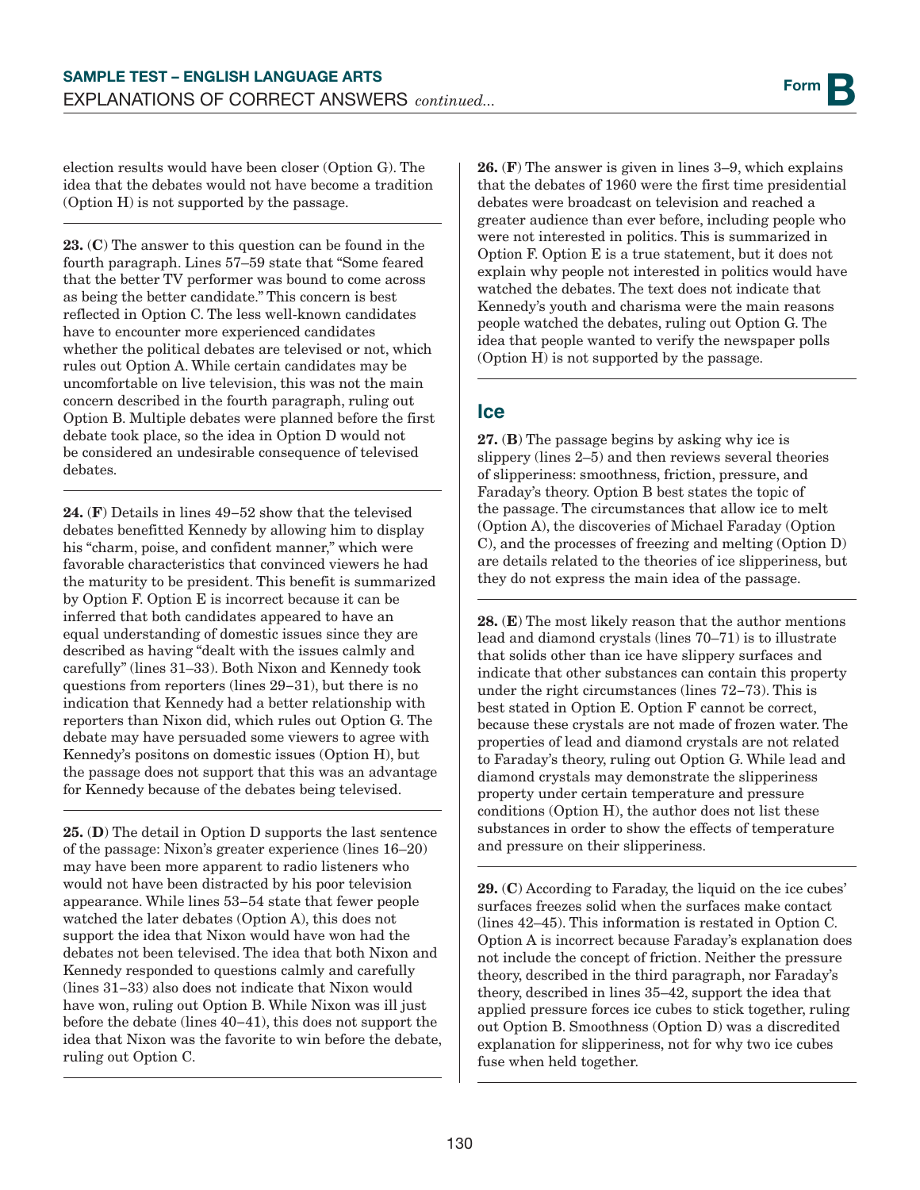election results would have been closer (Option G). The idea that the debates would not have become a tradition (Option H) is not supported by the passage.

---

**23.** (**C**) The answer to this question can be found in the fourth paragraph. Lines 57–59 state that "Some feared that the better TV performer was bound to come across as being the better candidate." This concern is best reflected in Option C. The less well-known candidates have to encounter more experienced candidates whether the political debates are televised or not, which rules out Option A. While certain candidates may be uncomfortable on live television, this was not the main concern described in the fourth paragraph, ruling out Option B. Multiple debates were planned before the first debate took place, so the idea in Option D would not be considered an undesirable consequence of televised debates.

---

**24.** (**F**) Details in lines 49–52 show that the televised debates benefitted Kennedy by allowing him to display his "charm, poise, and confident manner," which were favorable characteristics that convinced viewers he had the maturity to be president. This benefit is summarized by Option F. Option E is incorrect because it can be inferred that both candidates appeared to have an equal understanding of domestic issues since they are described as having "dealt with the issues calmly and carefully" (lines 31–33). Both Nixon and Kennedy took questions from reporters (lines 29–31), but there is no indication that Kennedy had a better relationship with reporters than Nixon did, which rules out Option G. The debate may have persuaded some viewers to agree with Kennedy's positons on domestic issues (Option H), but the passage does not support that this was an advantage for Kennedy because of the debates being televised.

---

**25.** (**D**) The detail in Option D supports the last sentence of the passage: Nixon's greater experience (lines 16–20) may have been more apparent to radio listeners who would not have been distracted by his poor television appearance. While lines 53–54 state that fewer people watched the later debates (Option A), this does not support the idea that Nixon would have won had the debates not been televised. The idea that both Nixon and Kennedy responded to questions calmly and carefully (lines 31–33) also does not indicate that Nixon would have won, ruling out Option B. While Nixon was ill just before the debate (lines 40–41), this does not support the idea that Nixon was the favorite to win before the debate, ruling out Option C.

---

**26.** (**F**) The answer is given in lines 3–9, which explains that the debates of 1960 were the first time presidential debates were broadcast on television and reached a greater audience than ever before, including people who were not interested in politics. This is summarized in Option F. Option E is a true statement, but it does not explain why people not interested in politics would have watched the debates. The text does not indicate that Kennedy's youth and charisma were the main reasons people watched the debates, ruling out Option G. The idea that people wanted to verify the newspaper polls (Option H) is not supported by the passage.

---

## Ice

**27.** (**B**) The passage begins by asking why ice is slippery (lines 2–5) and then reviews several theories of slipperiness: smoothness, friction, pressure, and Faraday's theory. Option B best states the topic of the passage. The circumstances that allow ice to melt (Option A), the discoveries of Michael Faraday (Option C), and the processes of freezing and melting (Option D) are details related to the theories of ice slipperiness, but they do not express the main idea of the passage.

---

**28.** (**E**) The most likely reason that the author mentions lead and diamond crystals (lines 70–71) is to illustrate that solids other than ice have slippery surfaces and indicate that other substances can contain this property under the right circumstances (lines 72–73). This is best stated in Option E. Option F cannot be correct, because these crystals are not made of frozen water. The properties of lead and diamond crystals are not related to Faraday's theory, ruling out Option G. While lead and diamond crystals may demonstrate the slipperiness property under certain temperature and pressure conditions (Option H), the author does not list these substances in order to show the effects of temperature and pressure on their slipperiness.

---

**29.** (**C**) According to Faraday, the liquid on the ice cubes' surfaces freezes solid when the surfaces make contact (lines 42–45). This information is restated in Option C. Option A is incorrect because Faraday's explanation does not include the concept of friction. Neither the pressure theory, described in the third paragraph, nor Faraday's theory, described in lines 35–42, support the idea that applied pressure forces ice cubes to stick together, ruling out Option B. Smoothness (Option D) was a discredited explanation for slipperiness, not for why two ice cubes fuse when held together.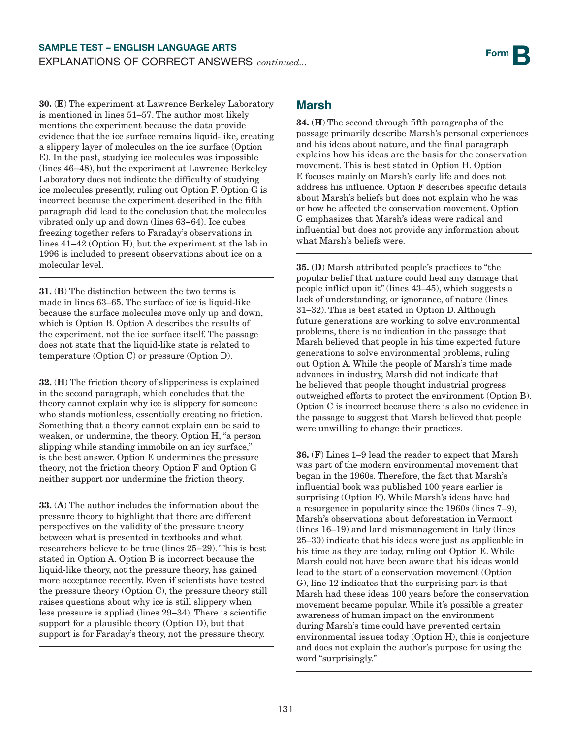**30.** (**E**) The experiment at Lawrence Berkeley Laboratory is mentioned in lines 51–57. The author most likely mentions the experiment because the data provide evidence that the ice surface remains liquid-like, creating a slippery layer of molecules on the ice surface (Option E). In the past, studying ice molecules was impossible (lines 46–48), but the experiment at Lawrence Berkeley Laboratory does not indicate the difficulty of studying ice molecules presently, ruling out Option F. Option G is incorrect because the experiment described in the fifth paragraph did lead to the conclusion that the molecules vibrated only up and down (lines 63–64). Ice cubes freezing together refers to Faraday's observations in lines 41–42 (Option H), but the experiment at the lab in 1996 is included to present observations about ice on a molecular level.

---

**31.** (**B**) The distinction between the two terms is made in lines 63–65. The surface of ice is liquid-like because the surface molecules move only up and down, which is Option B. Option A describes the results of the experiment, not the ice surface itself. The passage does not state that the liquid-like state is related to temperature (Option C) or pressure (Option D).

---

**32.** (**H**) The friction theory of slipperiness is explained in the second paragraph, which concludes that the theory cannot explain why ice is slippery for someone who stands motionless, essentially creating no friction. Something that a theory cannot explain can be said to weaken, or undermine, the theory. Option H, "a person slipping while standing immobile on an icy surface," is the best answer. Option E undermines the pressure theory, not the friction theory. Option F and Option G neither support nor undermine the friction theory.

---

**33.** (**A**) The author includes the information about the pressure theory to highlight that there are different perspectives on the validity of the pressure theory between what is presented in textbooks and what researchers believe to be true (lines 25–29). This is best stated in Option A. Option B is incorrect because the liquid-like theory, not the pressure theory, has gained more acceptance recently. Even if scientists have tested the pressure theory (Option C), the pressure theory still raises questions about why ice is still slippery when less pressure is applied (lines 29–34). There is scientific support for a plausible theory (Option D), but that support is for Faraday's theory, not the pressure theory.

---

## Marsh

**34.** (**H**) The second through fifth paragraphs of the passage primarily describe Marsh's personal experiences and his ideas about nature, and the final paragraph explains how his ideas are the basis for the conservation movement. This is best stated in Option H. Option E focuses mainly on Marsh's early life and does not address his influence. Option F describes specific details about Marsh's beliefs but does not explain who he was or how he affected the conservation movement. Option G emphasizes that Marsh's ideas were radical and influential but does not provide any information about what Marsh's beliefs were.

---

**35.** (**D**) Marsh attributed people's practices to "the popular belief that nature could heal any damage that people inflict upon it" (lines 43–45), which suggests a lack of understanding, or ignorance, of nature (lines 31–32). This is best stated in Option D. Although future generations are working to solve environmental problems, there is no indication in the passage that Marsh believed that people in his time expected future generations to solve environmental problems, ruling out Option A. While the people of Marsh's time made advances in industry, Marsh did not indicate that he believed that people thought industrial progress outweighed efforts to protect the environment (Option B). Option C is incorrect because there is also no evidence in the passage to suggest that Marsh believed that people were unwilling to change their practices.

---

**36.** (**F**) Lines 1–9 lead the reader to expect that Marsh was part of the modern environmental movement that began in the 1960s. Therefore, the fact that Marsh's influential book was published 100 years earlier is surprising (Option F). While Marsh's ideas have had a resurgence in popularity since the 1960s (lines 7–9), Marsh's observations about deforestation in Vermont (lines 16–19) and land mismanagement in Italy (lines 25–30) indicate that his ideas were just as applicable in his time as they are today, ruling out Option E. While Marsh could not have been aware that his ideas would lead to the start of a conservation movement (Option G), line 12 indicates that the surprising part is that Marsh had these ideas 100 years before the conservation movement became popular. While it's possible a greater awareness of human impact on the environment during Marsh's time could have prevented certain environmental issues today (Option H), this is conjecture and does not explain the author's purpose for using the word "surprisingly."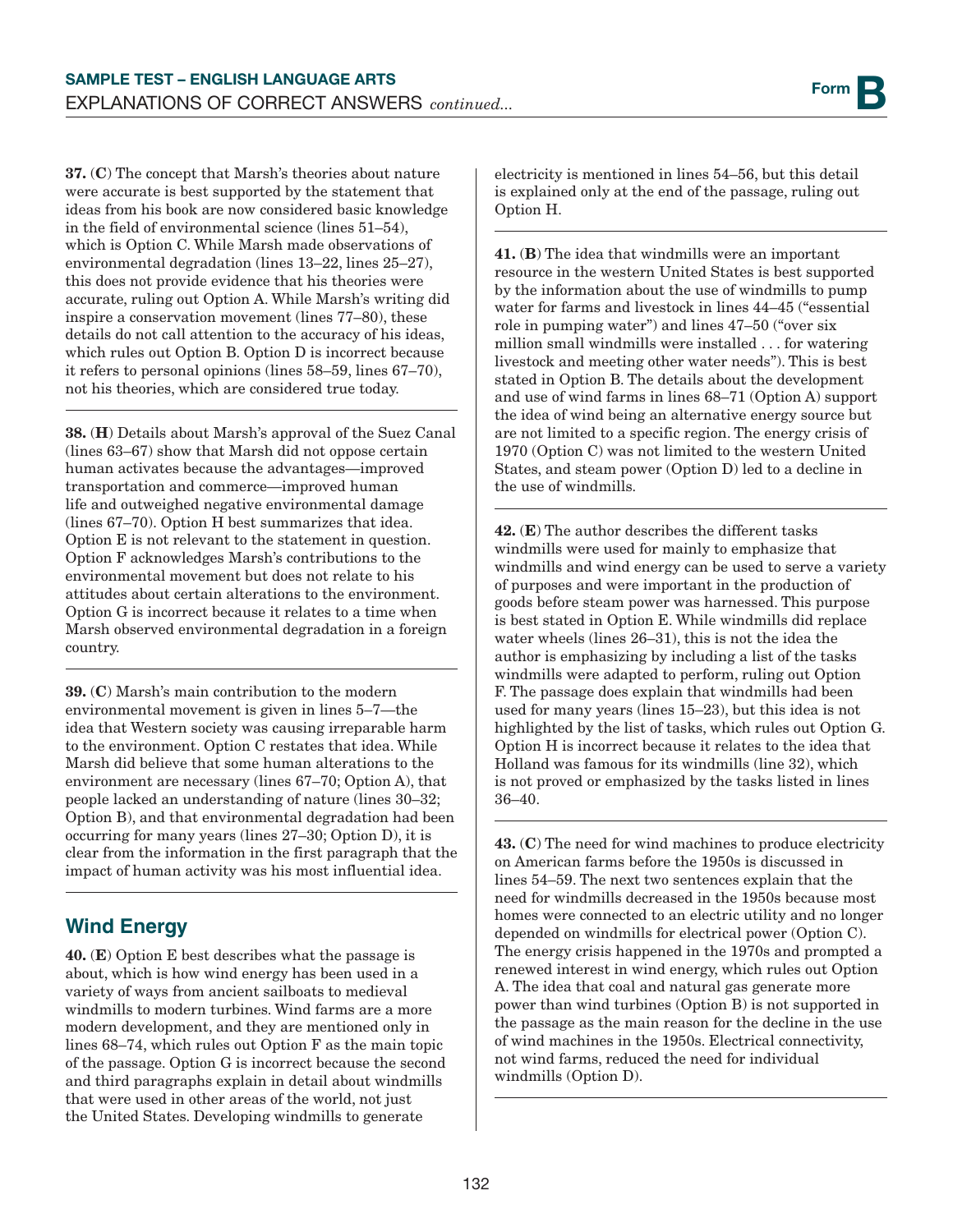**37.** (**C**) The concept that Marsh's theories about nature were accurate is best supported by the statement that ideas from his book are now considered basic knowledge in the field of environmental science (lines 51–54), which is Option C. While Marsh made observations of environmental degradation (lines 13–22, lines 25–27), this does not provide evidence that his theories were accurate, ruling out Option A. While Marsh's writing did inspire a conservation movement (lines 77–80), these details do not call attention to the accuracy of his ideas, which rules out Option B. Option D is incorrect because it refers to personal opinions (lines 58–59, lines 67–70), not his theories, which are considered true today.

**38.** (**H**) Details about Marsh's approval of the Suez Canal (lines 63–67) show that Marsh did not oppose certain human activates because the advantages—improved transportation and commerce—improved human life and outweighed negative environmental damage (lines 67–70). Option H best summarizes that idea. Option E is not relevant to the statement in question. Option F acknowledges Marsh's contributions to the environmental movement but does not relate to his attitudes about certain alterations to the environment. Option G is incorrect because it relates to a time when Marsh observed environmental degradation in a foreign country.

**39.** (**C**) Marsh's main contribution to the modern environmental movement is given in lines 5–7—the idea that Western society was causing irreparable harm to the environment. Option C restates that idea. While Marsh did believe that some human alterations to the environment are necessary (lines 67–70; Option A), that people lacked an understanding of nature (lines 30–32; Option B), and that environmental degradation had been occurring for many years (lines 27–30; Option D), it is clear from the information in the first paragraph that the impact of human activity was his most influential idea.

## Wind Energy

**40.** (**E**) Option E best describes what the passage is about, which is how wind energy has been used in a variety of ways from ancient sailboats to medieval windmills to modern turbines. Wind farms are a more modern development, and they are mentioned only in lines 68–74, which rules out Option F as the main topic of the passage. Option G is incorrect because the second and third paragraphs explain in detail about windmills that were used in other areas of the world, not just the United States. Developing windmills to generate electricity is mentioned in lines 54–56, but this detail is explained only at the end of the passage, ruling out Option H.

**41.** (**B**) The idea that windmills were an important resource in the western United States is best supported by the information about the use of windmills to pump water for farms and livestock in lines 44–45 ("essential role in pumping water") and lines 47–50 ("over six million small windmills were installed . . . for watering livestock and meeting other water needs"). This is best stated in Option B. The details about the development and use of wind farms in lines 68–71 (Option A) support the idea of wind being an alternative energy source but are not limited to a specific region. The energy crisis of 1970 (Option C) was not limited to the western United States, and steam power (Option D) led to a decline in the use of windmills.

**42.** (**E**) The author describes the different tasks windmills were used for mainly to emphasize that windmills and wind energy can be used to serve a variety of purposes and were important in the production of goods before steam power was harnessed. This purpose is best stated in Option E. While windmills did replace water wheels (lines 26–31), this is not the idea the author is emphasizing by including a list of the tasks windmills were adapted to perform, ruling out Option F. The passage does explain that windmills had been used for many years (lines 15–23), but this idea is not highlighted by the list of tasks, which rules out Option G. Option H is incorrect because it relates to the idea that Holland was famous for its windmills (line 32), which is not proved or emphasized by the tasks listed in lines 36–40.

**43.** (**C**) The need for wind machines to produce electricity on American farms before the 1950s is discussed in lines 54–59. The next two sentences explain that the need for windmills decreased in the 1950s because most homes were connected to an electric utility and no longer depended on windmills for electrical power (Option C). The energy crisis happened in the 1970s and prompted a renewed interest in wind energy, which rules out Option A. The idea that coal and natural gas generate more power than wind turbines (Option B) is not supported in the passage as the main reason for the decline in the use of wind machines in the 1950s. Electrical connectivity, not wind farms, reduced the need for individual windmills (Option D).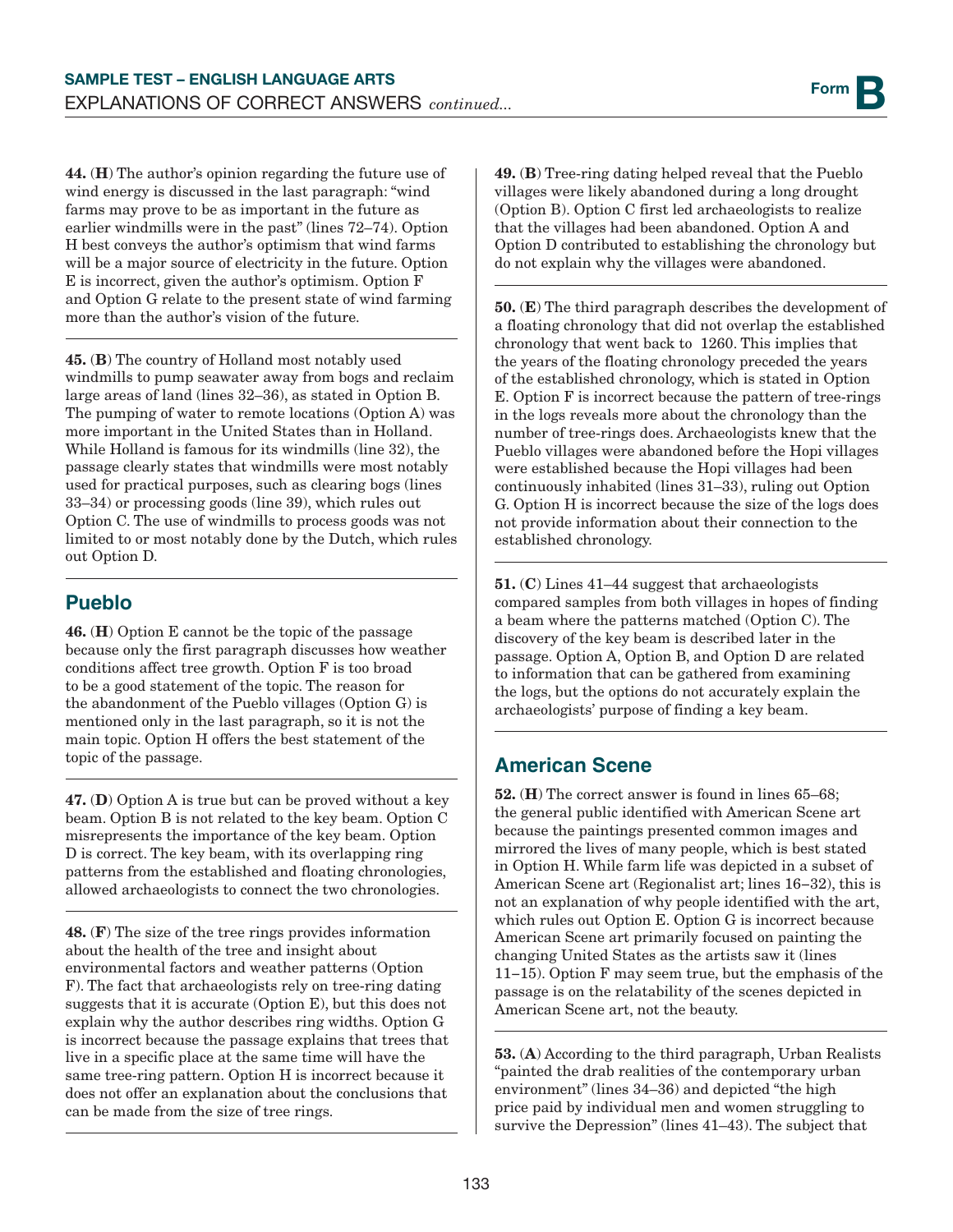**44.** (**H**) The author's opinion regarding the future use of wind energy is discussed in the last paragraph: "wind farms may prove to be as important in the future as earlier windmills were in the past" (lines 72–74). Option H best conveys the author's optimism that wind farms will be a major source of electricity in the future. Option E is incorrect, given the author's optimism. Option F and Option G relate to the present state of wind farming more than the author's vision of the future.

**45.** (**B**) The country of Holland most notably used windmills to pump seawater away from bogs and reclaim large areas of land (lines 32–36), as stated in Option B. The pumping of water to remote locations (Option A) was more important in the United States than in Holland. While Holland is famous for its windmills (line 32), the passage clearly states that windmills were most notably used for practical purposes, such as clearing bogs (lines 33–34) or processing goods (line 39), which rules out Option C. The use of windmills to process goods was not limited to or most notably done by the Dutch, which rules out Option D.

## Pueblo

**46.** (**H**) Option E cannot be the topic of the passage because only the first paragraph discusses how weather conditions affect tree growth. Option F is too broad to be a good statement of the topic. The reason for the abandonment of the Pueblo villages (Option G) is mentioned only in the last paragraph, so it is not the main topic. Option H offers the best statement of the topic of the passage.

**47.** (**D**) Option A is true but can be proved without a key beam. Option B is not related to the key beam. Option C misrepresents the importance of the key beam. Option D is correct. The key beam, with its overlapping ring patterns from the established and floating chronologies, allowed archaeologists to connect the two chronologies.

**48.** (**F**) The size of the tree rings provides information about the health of the tree and insight about environmental factors and weather patterns (Option F). The fact that archaeologists rely on tree-ring dating suggests that it is accurate (Option E), but this does not explain why the author describes ring widths. Option G is incorrect because the passage explains that trees that live in a specific place at the same time will have the same tree-ring pattern. Option H is incorrect because it does not offer an explanation about the conclusions that can be made from the size of tree rings.

**49.** (**B**) Tree-ring dating helped reveal that the Pueblo villages were likely abandoned during a long drought (Option B). Option C first led archaeologists to realize that the villages had been abandoned. Option A and Option D contributed to establishing the chronology but do not explain why the villages were abandoned.

**50.** (**E**) The third paragraph describes the development of a floating chronology that did not overlap the established chronology that went back to 1260. This implies that the years of the floating chronology preceded the years of the established chronology, which is stated in Option E. Option F is incorrect because the pattern of tree-rings in the logs reveals more about the chronology than the number of tree-rings does. Archaeologists knew that the Pueblo villages were abandoned before the Hopi villages were established because the Hopi villages had been continuously inhabited (lines 31–33), ruling out Option G. Option H is incorrect because the size of the logs does not provide information about their connection to the established chronology.

**51.** (**C**) Lines 41–44 suggest that archaeologists compared samples from both villages in hopes of finding a beam where the patterns matched (Option C). The discovery of the key beam is described later in the passage. Option A, Option B, and Option D are related to information that can be gathered from examining the logs, but the options do not accurately explain the archaeologists' purpose of finding a key beam.

## American Scene

**52.** (**H**) The correct answer is found in lines 65–68; the general public identified with American Scene art because the paintings presented common images and mirrored the lives of many people, which is best stated in Option H. While farm life was depicted in a subset of American Scene art (Regionalist art; lines 16–32), this is not an explanation of why people identified with the art, which rules out Option E. Option G is incorrect because American Scene art primarily focused on painting the changing United States as the artists saw it (lines 11–15). Option F may seem true, but the emphasis of the passage is on the relatability of the scenes depicted in American Scene art, not the beauty.

**53.** (**A**) According to the third paragraph, Urban Realists "painted the drab realities of the contemporary urban environment" (lines 34–36) and depicted "the high price paid by individual men and women struggling to survive the Depression" (lines 41–43). The subject that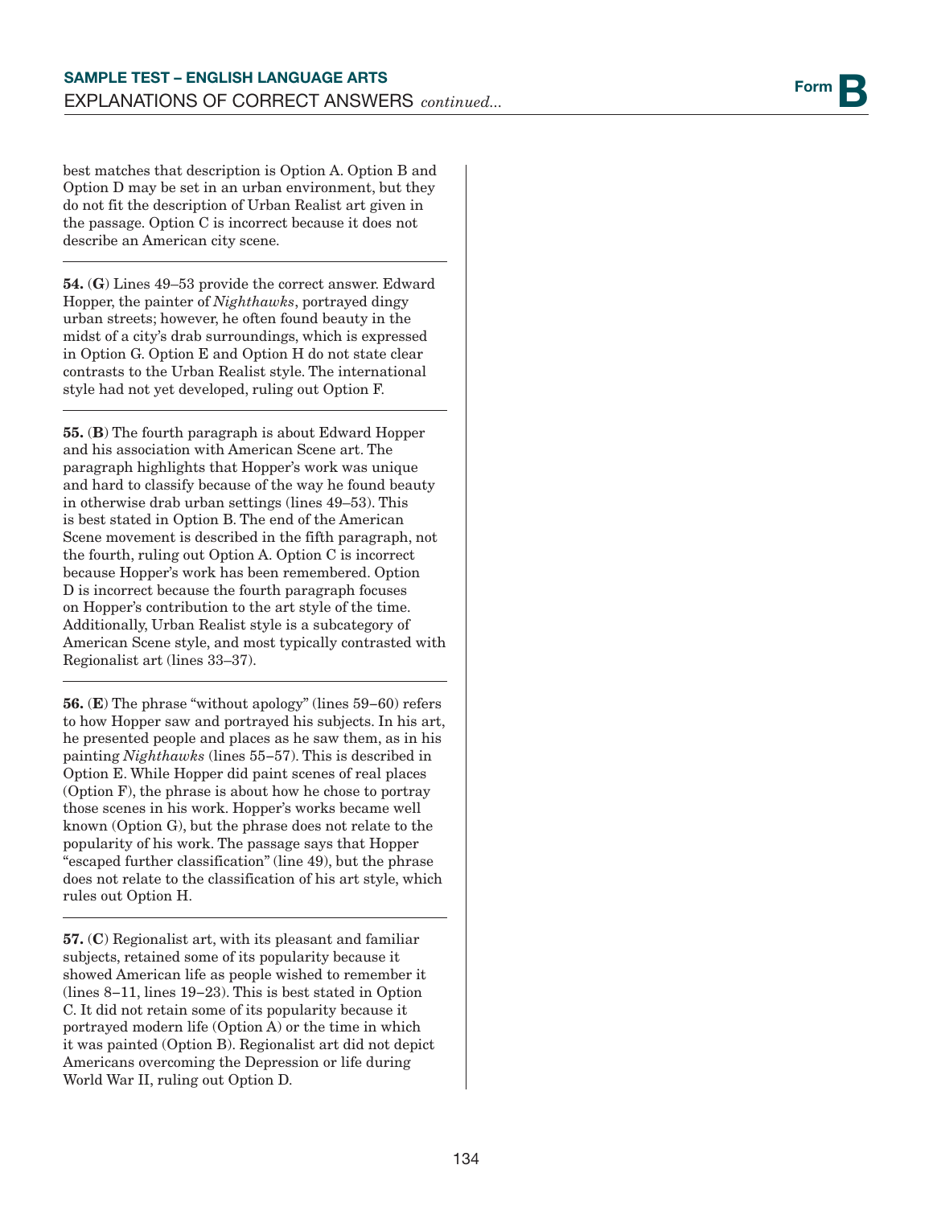best matches that description is Option A. Option B and Option D may be set in an urban environment, but they do not fit the description of Urban Realist art given in the passage. Option C is incorrect because it does not describe an American city scene.

---

**54.** (**G**) Lines 49–53 provide the correct answer. Edward Hopper, the painter of *Nighthawks*, portrayed dingy urban streets; however, he often found beauty in the midst of a city's drab surroundings, which is expressed in Option G. Option E and Option H do not state clear contrasts to the Urban Realist style. The international style had not yet developed, ruling out Option F.

---

**55.** (**B**) The fourth paragraph is about Edward Hopper and his association with American Scene art. The paragraph highlights that Hopper's work was unique and hard to classify because of the way he found beauty in otherwise drab urban settings (lines 49–53). This is best stated in Option B. The end of the American Scene movement is described in the fifth paragraph, not the fourth, ruling out Option A. Option C is incorrect because Hopper's work has been remembered. Option D is incorrect because the fourth paragraph focuses on Hopper's contribution to the art style of the time. Additionally, Urban Realist style is a subcategory of American Scene style, and most typically contrasted with Regionalist art (lines 33–37).

---

**56.** (**E**) The phrase "without apology" (lines 59–60) refers to how Hopper saw and portrayed his subjects. In his art, he presented people and places as he saw them, as in his painting *Nighthawks* (lines 55–57). This is described in Option E. While Hopper did paint scenes of real places (Option F), the phrase is about how he chose to portray those scenes in his work. Hopper's works became well known (Option G), but the phrase does not relate to the popularity of his work. The passage says that Hopper "escaped further classification" (line 49), but the phrase does not relate to the classification of his art style, which rules out Option H.

---

**57.** (**C**) Regionalist art, with its pleasant and familiar subjects, retained some of its popularity because it showed American life as people wished to remember it (lines 8–11, lines 19–23). This is best stated in Option C. It did not retain some of its popularity because it portrayed modern life (Option A) or the time in which it was painted (Option B). Regionalist art did not depict Americans overcoming the Depression or life during World War II, ruling out Option D.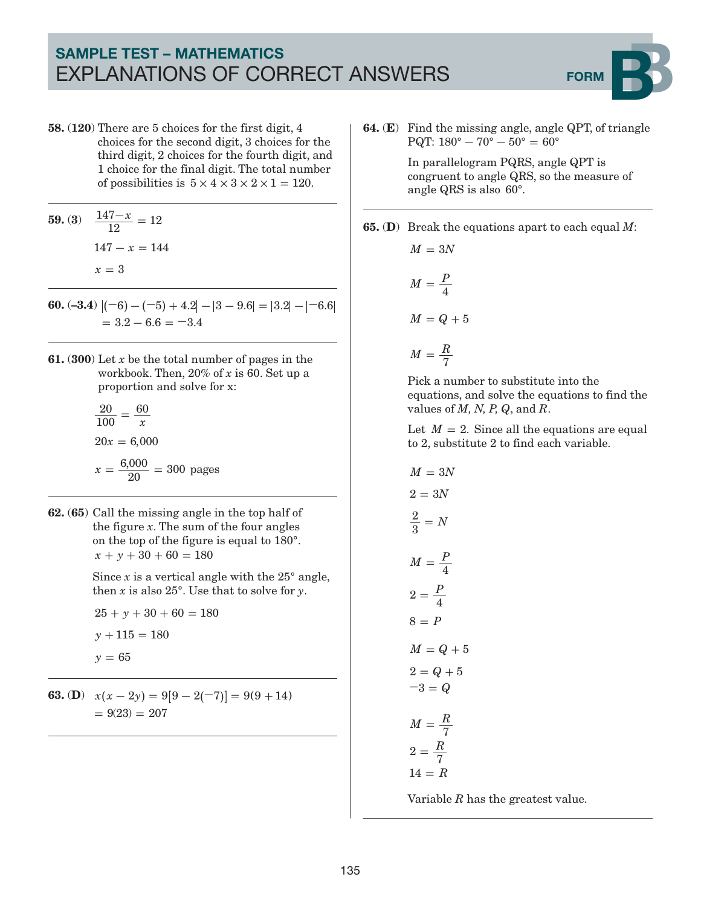## SAMPLE TEST – MATHEMATICS
# EXPLANATIONS OF CORRECT ANSWERS

FORM **B**

**58.** (**120**) There are 5 choices for the first digit, 4 choices for the second digit, 3 choices for the third digit, 2 choices for the fourth digit, and 1 choice for the final digit. The total number of possibilities is $5 \times 4 \times 3 \times 2 \times 1 = 120$.

---

**59.** (**3**) $\dfrac{147 - x}{12} = 12$

$147 - x = 144$

$x = 3$

---

**60.** (**–3.4**) $|(-6) - (-5) + 4.2| - |3 - 9.6| = |3.2| - |-6.6|$
$= 3.2 - 6.6 = -3.4$

---

**61.** (**300**) Let $x$ be the total number of pages in the workbook. Then, 20% of $x$ is 60. Set up a proportion and solve for x:

$\dfrac{20}{100} = \dfrac{60}{x}$

$20x = 6{,}000$

$x = \dfrac{6{,}000}{20} = 300$ pages

---

**62.** (**65**) Call the missing angle in the top half of the figure $x$. The sum of the four angles on the top of the figure is equal to 180°.
$x + y + 30 + 60 = 180$

Since $x$ is a vertical angle with the 25° angle, then $x$ is also 25°. Use that to solve for $y$.

$25 + y + 30 + 60 = 180$

$y + 115 = 180$

$y = 65$

---

**63.** (**D**) $x(x - 2y) = 9[9 - 2(-7)] = 9(9 + 14)$
$= 9(23) = 207$

---

**64.** (**E**) Find the missing angle, angle QPT, of triangle PQT: $180° - 70° - 50° = 60°$

In parallelogram PQRS, angle QPT is congruent to angle QRS, so the measure of angle QRS is also $60°$.

---

**65.** (**D**) Break the equations apart to each equal $M$:

$M = 3N$

$M = \dfrac{P}{4}$

$M = Q + 5$

$M = \dfrac{R}{7}$

Pick a number to substitute into the equations, and solve the equations to find the values of $M, N, P, Q$, and $R$.

Let $M = 2$. Since all the equations are equal to 2, substitute 2 to find each variable.

$M = 3N$

$2 = 3N$

$\dfrac{2}{3} = N$

$M = \dfrac{P}{4}$

$2 = \dfrac{P}{4}$

$8 = P$

$M = Q + 5$

$2 = Q + 5$

$-3 = Q$

$M = \dfrac{R}{7}$

$2 = \dfrac{R}{7}$

$14 = R$

Variable $R$ has the greatest value.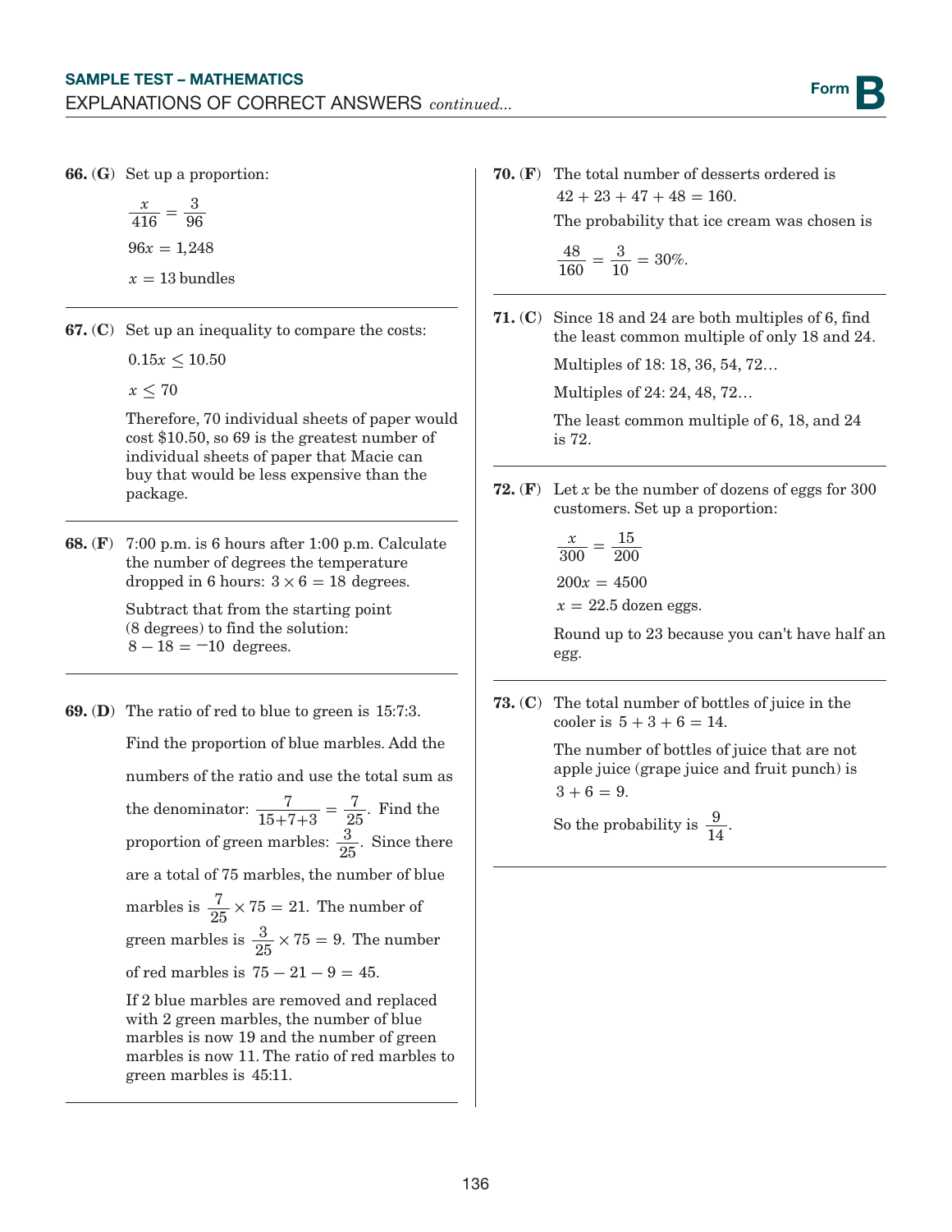**66. (G)** Set up a proportion:

$$\frac{x}{416} = \frac{3}{96}$$

$$96x = 1{,}248$$

$$x = 13 \text{ bundles}$$

---

**67. (C)** Set up an inequality to compare the costs:

$$0.15x \leq 10.50$$

$$x \leq 70$$

Therefore, 70 individual sheets of paper would cost \$10.50, so 69 is the greatest number of individual sheets of paper that Macie can buy that would be less expensive than the package.

---

**68. (F)** 7:00 p.m. is 6 hours after 1:00 p.m. Calculate the number of degrees the temperature dropped in 6 hours: $3 \times 6 = 18$ degrees.

Subtract that from the starting point (8 degrees) to find the solution: $8 - 18 = -10$ degrees.

---

**69. (D)** The ratio of red to blue to green is 15:7:3.

Find the proportion of blue marbles. Add the numbers of the ratio and use the total sum as the denominator: $\frac{7}{15+7+3} = \frac{7}{25}$. Find the proportion of green marbles: $\frac{3}{25}$. Since there are a total of 75 marbles, the number of blue marbles is $\frac{7}{25} \times 75 = 21$. The number of green marbles is $\frac{3}{25} \times 75 = 9$. The number of red marbles is $75 - 21 - 9 = 45$.

If 2 blue marbles are removed and replaced with 2 green marbles, the number of blue marbles is now 19 and the number of green marbles is now 11. The ratio of red marbles to green marbles is 45:11.

---

**70. (F)** The total number of desserts ordered is $42 + 23 + 47 + 48 = 160$.

The probability that ice cream was chosen is

$$\frac{48}{160} = \frac{3}{10} = 30\%.$$

---

**71. (C)** Since 18 and 24 are both multiples of 6, find the least common multiple of only 18 and 24.

Multiples of 18: 18, 36, 54, 72…

Multiples of 24: 24, 48, 72…

The least common multiple of 6, 18, and 24 is 72.

---

**72. (F)** Let $x$ be the number of dozens of eggs for 300 customers. Set up a proportion:

$$\frac{x}{300} = \frac{15}{200}$$

$$200x = 4500$$

$$x = 22.5 \text{ dozen eggs.}$$

Round up to 23 because you can't have half an egg.

---

**73. (C)** The total number of bottles of juice in the cooler is $5 + 3 + 6 = 14$.

The number of bottles of juice that are not apple juice (grape juice and fruit punch) is $3 + 6 = 9$.

So the probability is $\frac{9}{14}$.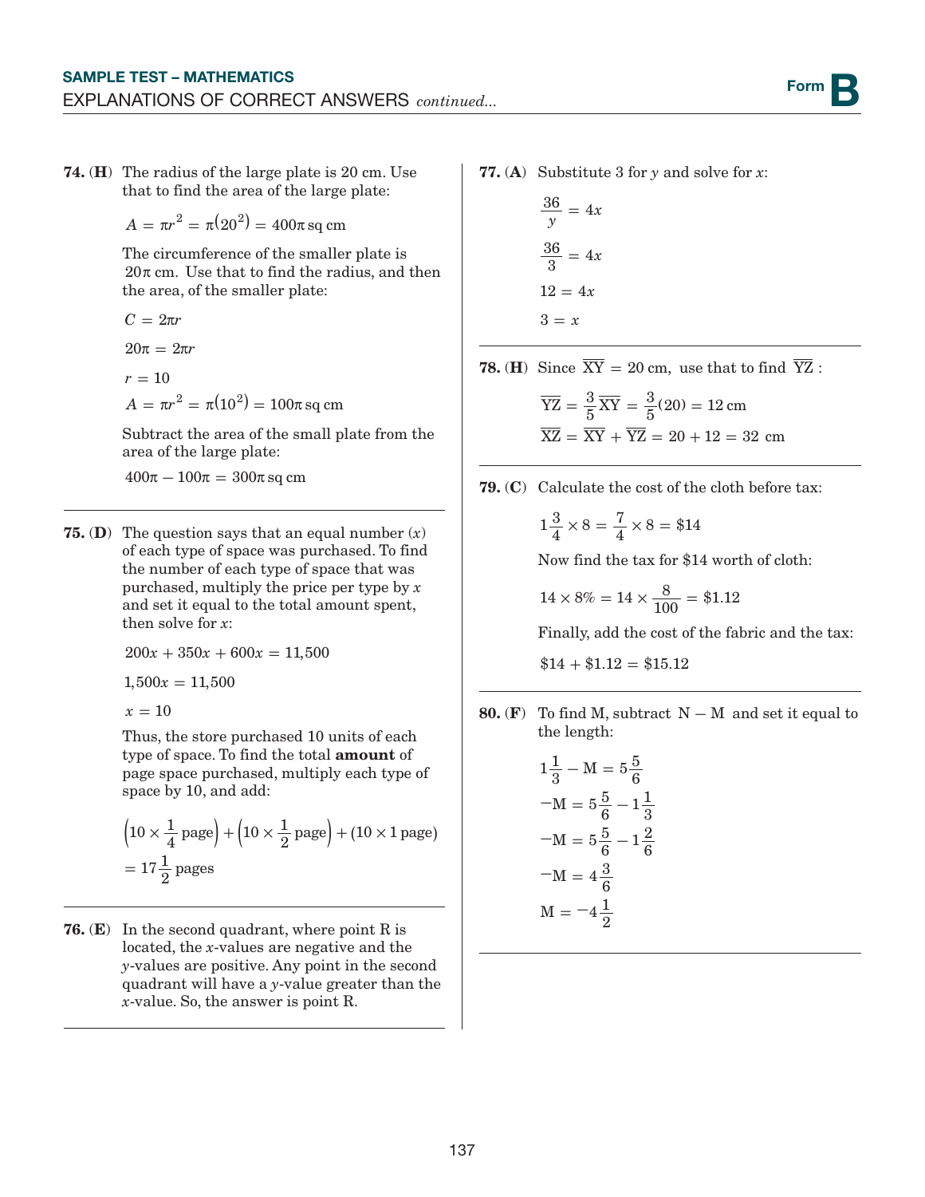**74. (H)** The radius of the large plate is 20 cm. Use that to find the area of the large plate:

$$A = \pi r^2 = \pi(20^2) = 400\pi \text{ sq cm}$$

The circumference of the smaller plate is $20\pi$ cm. Use that to find the radius, and then the area, of the smaller plate:

$$C = 2\pi r$$

$$20\pi = 2\pi r$$

$$r = 10$$

$$A = \pi r^2 = \pi(10^2) = 100\pi \text{ sq cm}$$

Subtract the area of the small plate from the area of the large plate:

$$400\pi - 100\pi = 300\pi \text{ sq cm}$$

---

**75. (D)** The question says that an equal number ($x$) of each type of space was purchased. To find the number of each type of space that was purchased, multiply the price per type by $x$ and set it equal to the total amount spent, then solve for $x$:

$$200x + 350x + 600x = 11{,}500$$

$$1{,}500x = 11{,}500$$

$$x = 10$$

Thus, the store purchased 10 units of each type of space. To find the total **amount** of page space purchased, multiply each type of space by 10, and add:

$$\left(10 \times \frac{1}{4} \text{ page}\right) + \left(10 \times \frac{1}{2} \text{ page}\right) + (10 \times 1 \text{ page}) = 17\frac{1}{2} \text{ pages}$$

---

**76. (E)** In the second quadrant, where point R is located, the $x$-values are negative and the $y$-values are positive. Any point in the second quadrant will have a $y$-value greater than the $x$-value. So, the answer is point R.

---

**77. (A)** Substitute 3 for $y$ and solve for $x$:

$$\frac{36}{y} = 4x$$

$$\frac{36}{3} = 4x$$

$$12 = 4x$$

$$3 = x$$

---

**78. (H)** Since $\overline{XY} = 20$ cm, use that to find $\overline{YZ}$:

$$\overline{YZ} = \frac{3}{5}\overline{XY} = \frac{3}{5}(20) = 12 \text{ cm}$$

$$\overline{XZ} = \overline{XY} + \overline{YZ} = 20 + 12 = 32 \text{ cm}$$

---

**79. (C)** Calculate the cost of the cloth before tax:

$$1\frac{3}{4} \times 8 = \frac{7}{4} \times 8 = \$14$$

Now find the tax for \$14 worth of cloth:

$$14 \times 8\% = 14 \times \frac{8}{100} = \$1.12$$

Finally, add the cost of the fabric and the tax:

$$\$14 + \$1.12 = \$15.12$$

---

**80. (F)** To find M, subtract $\text{N} - \text{M}$ and set it equal to the length:

$$1\frac{1}{3} - \text{M} = 5\frac{5}{6}$$

$$-\text{M} = 5\frac{5}{6} - 1\frac{1}{3}$$

$$-\text{M} = 5\frac{5}{6} - 1\frac{2}{6}$$

$$-\text{M} = 4\frac{3}{6}$$

$$\text{M} = -4\frac{1}{2}$$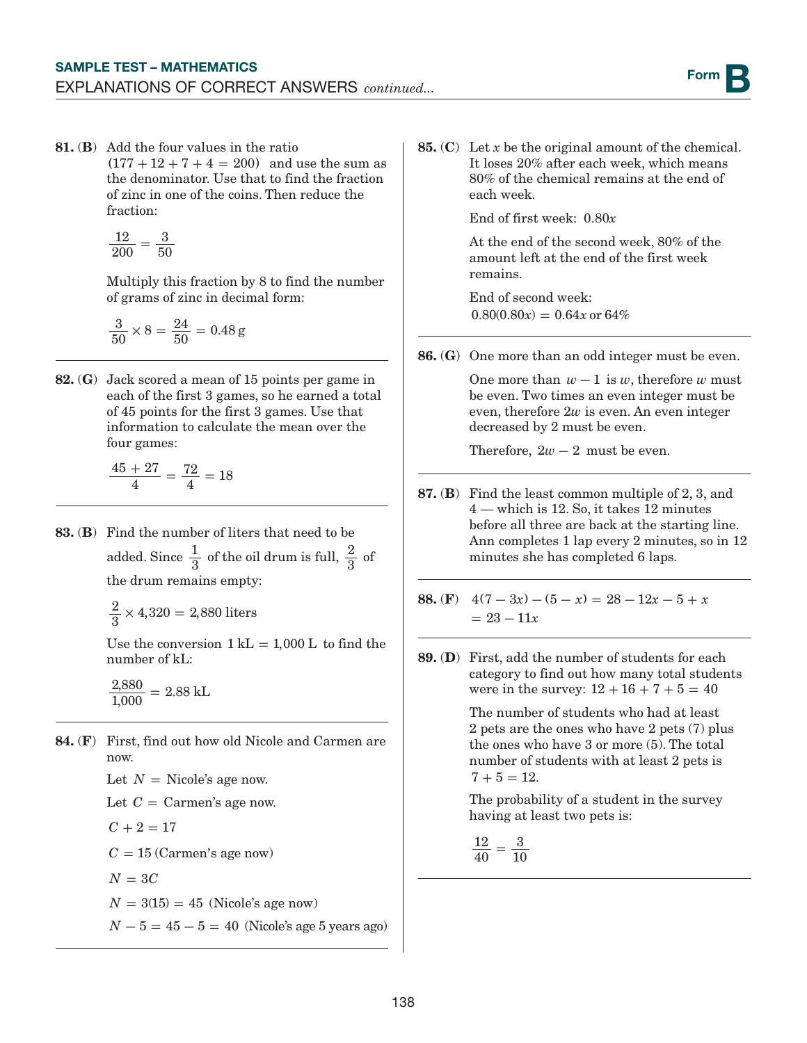**81. (B)** Add the four values in the ratio $(177 + 12 + 7 + 4 = 200)$ and use the sum as the denominator. Use that to find the fraction of zinc in one of the coins. Then reduce the fraction:

$$\frac{12}{200} = \frac{3}{50}$$

Multiply this fraction by 8 to find the number of grams of zinc in decimal form:

$$\frac{3}{50} \times 8 = \frac{24}{50} = 0.48\text{ g}$$

---

**82. (G)** Jack scored a mean of 15 points per game in each of the first 3 games, so he earned a total of 45 points for the first 3 games. Use that information to calculate the mean over the four games:

$$\frac{45 + 27}{4} = \frac{72}{4} = 18$$

---

**83. (B)** Find the number of liters that need to be added. Since $\frac{1}{3}$ of the oil drum is full, $\frac{2}{3}$ of the drum remains empty:

$$\frac{2}{3} \times 4{,}320 = 2{,}880 \text{ liters}$$

Use the conversion $1 \text{ kL} = 1{,}000 \text{ L}$ to find the number of kL:

$$\frac{2{,}880}{1{,}000} = 2.88 \text{ kL}$$

---

**84. (F)** First, find out how old Nicole and Carmen are now.

Let $N =$ Nicole's age now.

Let $C =$ Carmen's age now.

$C + 2 = 17$

$C = 15$ (Carmen's age now)

$N = 3C$

$N = 3(15) = 45$ (Nicole's age now)

$N - 5 = 45 - 5 = 40$ (Nicole's age 5 years ago)

---

**85. (C)** Let $x$ be the original amount of the chemical. It loses 20% after each week, which means 80% of the chemical remains at the end of each week.

End of first week: $0.80x$

At the end of the second week, 80% of the amount left at the end of the first week remains.

End of second week:
$0.80(0.80x) = 0.64x$ or 64%

---

**86. (G)** One more than an odd integer must be even.

One more than $w - 1$ is $w$, therefore $w$ must be even. Two times an even integer must be even, therefore $2w$ is even. An even integer decreased by 2 must be even.

Therefore, $2w - 2$ must be even.

---

**87. (B)** Find the least common multiple of 2, 3, and 4 — which is 12. So, it takes 12 minutes before all three are back at the starting line. Ann completes 1 lap every 2 minutes, so in 12 minutes she has completed 6 laps.

---

**88. (F)** $4(7 - 3x) - (5 - x) = 28 - 12x - 5 + x$
$= 23 - 11x$

---

**89. (D)** First, add the number of students for each category to find out how many total students were in the survey: $12 + 16 + 7 + 5 = 40$

The number of students who had at least 2 pets are the ones who have 2 pets (7) plus the ones who have 3 or more (5). The total number of students with at least 2 pets is $7 + 5 = 12$.

The probability of a student in the survey having at least two pets is:

$$\frac{12}{40} = \frac{3}{10}$$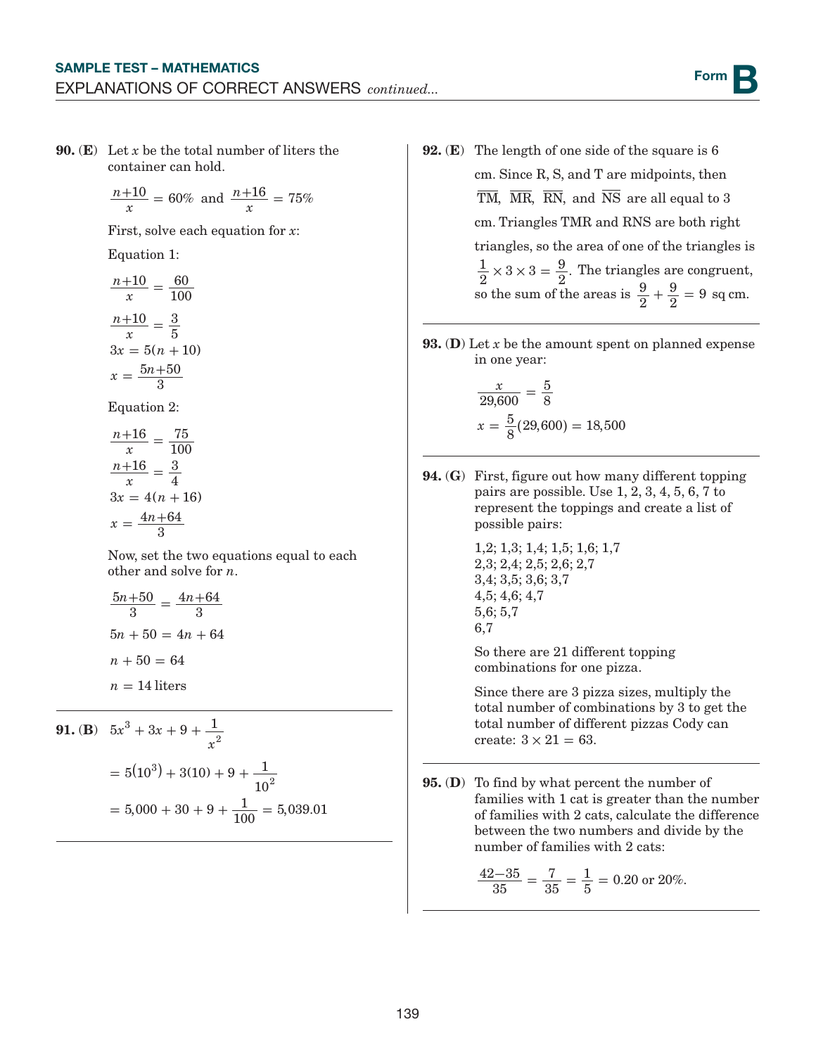**90. (E)** Let $x$ be the total number of liters the container can hold.

$$\frac{n+10}{x} = 60\% \text{ and } \frac{n+16}{x} = 75\%$$

First, solve each equation for $x$:

Equation 1:

$$\frac{n+10}{x} = \frac{60}{100}$$

$$\frac{n+10}{x} = \frac{3}{5}$$

$$3x = 5(n+10)$$

$$x = \frac{5n+50}{3}$$

Equation 2:

$$\frac{n+16}{x} = \frac{75}{100}$$

$$\frac{n+16}{x} = \frac{3}{4}$$

$$3x = 4(n+16)$$

$$x = \frac{4n+64}{3}$$

Now, set the two equations equal to each other and solve for $n$.

$$\frac{5n+50}{3} = \frac{4n+64}{3}$$

$$5n + 50 = 4n + 64$$

$$n + 50 = 64$$

$$n = 14 \text{ liters}$$

---

**91. (B)** $5x^3 + 3x + 9 + \frac{1}{x^2}$

$$= 5(10^3) + 3(10) + 9 + \frac{1}{10^2}$$

$$= 5{,}000 + 30 + 9 + \frac{1}{100} = 5{,}039.01$$

---

**92. (E)** The length of one side of the square is 6 cm. Since R, S, and T are midpoints, then $\overline{TM}$, $\overline{MR}$, $\overline{RN}$, and $\overline{NS}$ are all equal to 3 cm. Triangles TMR and RNS are both right triangles, so the area of one of the triangles is $\frac{1}{2} \times 3 \times 3 = \frac{9}{2}$. The triangles are congruent, so the sum of the areas is $\frac{9}{2} + \frac{9}{2} = 9$ sq cm.

---

**93. (D)** Let $x$ be the amount spent on planned expense in one year:

$$\frac{x}{29{,}600} = \frac{5}{8}$$

$$x = \frac{5}{8}(29{,}600) = 18{,}500$$

---

**94. (G)** First, figure out how many different topping pairs are possible. Use 1, 2, 3, 4, 5, 6, 7 to represent the toppings and create a list of possible pairs:

1,2; 1,3; 1,4; 1,5; 1,6; 1,7
2,3; 2,4; 2,5; 2,6; 2,7
3,4; 3,5; 3,6; 3,7
4,5; 4,6; 4,7
5,6; 5,7
6,7

So there are 21 different topping combinations for one pizza.

Since there are 3 pizza sizes, multiply the total number of combinations by 3 to get the total number of different pizzas Cody can create: $3 \times 21 = 63$.

---

**95. (D)** To find by what percent the number of families with 1 cat is greater than the number of families with 2 cats, calculate the difference between the two numbers and divide by the number of families with 2 cats:

$$\frac{42-35}{35} = \frac{7}{35} = \frac{1}{5} = 0.20 \text{ or } 20\%.$$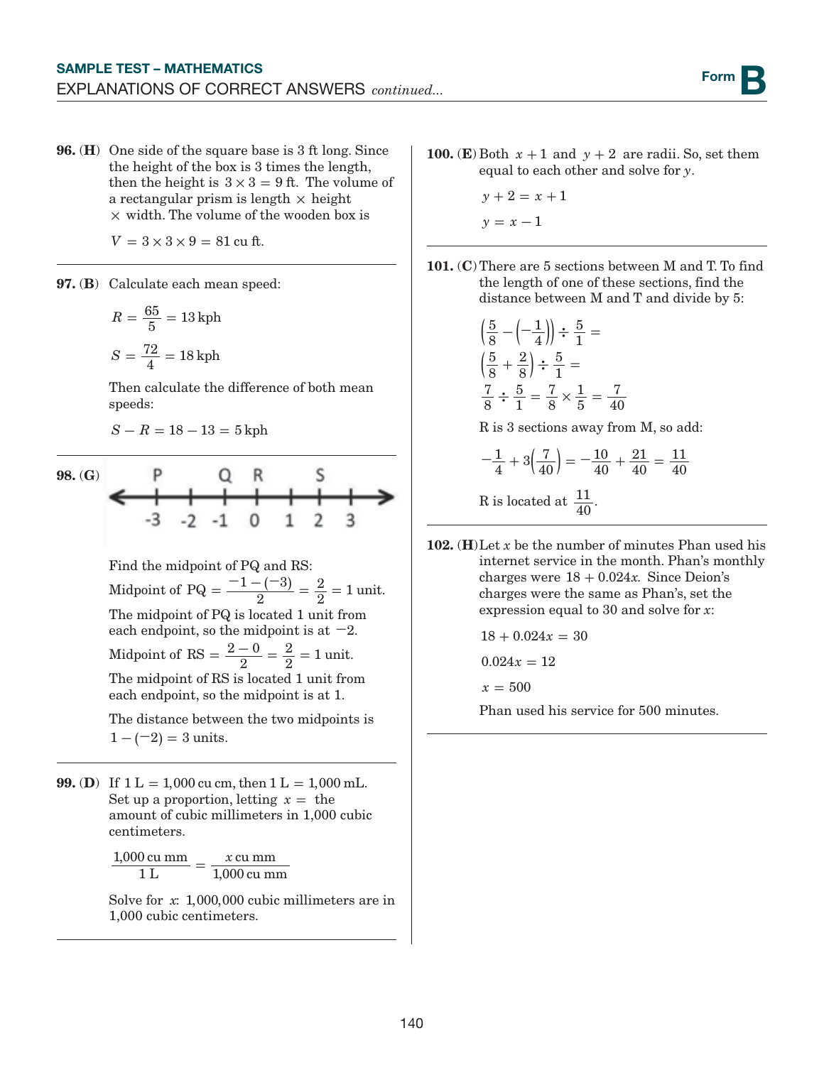**SAMPLE TEST – MATHEMATICS**
EXPLANATIONS OF CORRECT ANSWERS *continued...*

**96. (H)** One side of the square base is 3 ft long. Since the height of the box is 3 times the length, then the height is $3 \times 3 = 9$ ft. The volume of a rectangular prism is length $\times$ height $\times$ width. The volume of the wooden box is

$V = 3 \times 3 \times 9 = 81$ cu ft.

---

**97. (B)** Calculate each mean speed:

$R = \frac{65}{5} = 13$ kph

$S = \frac{72}{4} = 18$ kph

Then calculate the difference of both mean speeds:

$S - R = 18 - 13 = 5$ kph

---

**98. (G)**

Number line: P at −3, Q at −1, R at 0, S at 2 (ticks labeled -3, -2, -1, 0, 1, 2, 3).

Find the midpoint of PQ and RS:

Midpoint of PQ $= \frac{-1-(-3)}{2} = \frac{2}{2} = 1$ unit.

The midpoint of PQ is located 1 unit from each endpoint, so the midpoint is at $-2$.

Midpoint of RS $= \frac{2-0}{2} = \frac{2}{2} = 1$ unit.

The midpoint of RS is located 1 unit from each endpoint, so the midpoint is at 1.

The distance between the two midpoints is $1 - (-2) = 3$ units.

---

**99. (D)** If 1 L = 1,000 cu cm, then 1 L = 1,000 mL. Set up a proportion, letting $x =$ the amount of cubic millimeters in 1,000 cubic centimeters.

$$\frac{1{,}000 \text{ cu mm}}{1 \text{ L}} = \frac{x \text{ cu mm}}{1{,}000 \text{ cu mm}}$$

Solve for $x$: 1,000,000 cubic millimeters are in 1,000 cubic centimeters.

---

**100. (E)** Both $x + 1$ and $y + 2$ are radii. So, set them equal to each other and solve for $y$.

$y + 2 = x + 1$

$y = x - 1$

---

**101. (C)** There are 5 sections between M and T. To find the length of one of these sections, find the distance between M and T and divide by 5:

$$\left(\frac{5}{8} - \left(-\frac{1}{4}\right)\right) \div \frac{5}{1} =$$

$$\left(\frac{5}{8} + \frac{2}{8}\right) \div \frac{5}{1} =$$

$$\frac{7}{8} \div \frac{5}{1} = \frac{7}{8} \times \frac{1}{5} = \frac{7}{40}$$

R is 3 sections away from M, so add:

$$-\frac{1}{4} + 3\left(\frac{7}{40}\right) = -\frac{10}{40} + \frac{21}{40} = \frac{11}{40}$$

R is located at $\frac{11}{40}$.

---

**102. (H)** Let $x$ be the number of minutes Phan used his internet service in the month. Phan's monthly charges were $18 + 0.024x$. Since Deion's charges were the same as Phan's, set the expression equal to 30 and solve for $x$:

$18 + 0.024x = 30$

$0.024x = 12$

$x = 500$

Phan used his service for 500 minutes.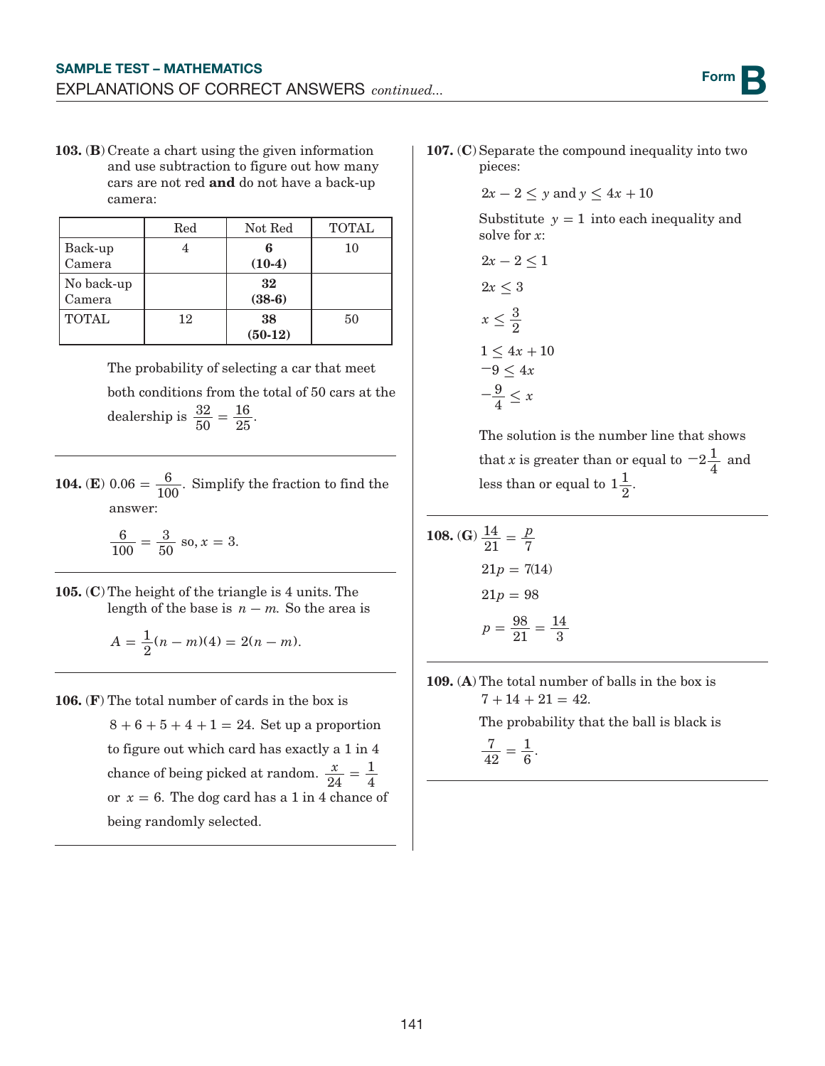**103.** (**B**) Create a chart using the given information and use subtraction to figure out how many cars are not red **and** do not have a back-up camera:

| | Red | Not Red | TOTAL |
|---|---|---|---|
| Back-up Camera | 4 | **6** **(10-4)** | 10 |
| No back-up Camera | | **32** **(38-6)** | |
| TOTAL | 12 | **38** **(50-12)** | 50 |

The probability of selecting a car that meet both conditions from the total of 50 cars at the dealership is $\frac{32}{50} = \frac{16}{25}$.

---

**104.** (**E**) $0.06 = \frac{6}{100}$. Simplify the fraction to find the answer:

$$\frac{6}{100} = \frac{3}{50} \text{ so, } x = 3.$$

---

**105.** (**C**) The height of the triangle is 4 units. The length of the base is $n - m$. So the area is

$$A = \frac{1}{2}(n - m)(4) = 2(n - m).$$

---

**106.** (**F**) The total number of cards in the box is $8 + 6 + 5 + 4 + 1 = 24$. Set up a proportion to figure out which card has exactly a 1 in 4 chance of being picked at random. $\frac{x}{24} = \frac{1}{4}$ or $x = 6$. The dog card has a 1 in 4 chance of being randomly selected.

---

**107.** (**C**) Separate the compound inequality into two pieces:

$2x - 2 \leq y$ and $y \leq 4x + 10$

Substitute $y = 1$ into each inequality and solve for $x$:

$$2x - 2 \leq 1$$

$$2x \leq 3$$

$$x \leq \frac{3}{2}$$

$$1 \leq 4x + 10$$

$$-9 \leq 4x$$

$$-\frac{9}{4} \leq x$$

The solution is the number line that shows that $x$ is greater than or equal to $-2\frac{1}{4}$ and less than or equal to $1\frac{1}{2}$.

---

**108.** (**G**) $\frac{14}{21} = \frac{p}{7}$

$$21p = 7(14)$$

$$21p = 98$$

$$p = \frac{98}{21} = \frac{14}{3}$$

---

**109.** (**A**) The total number of balls in the box is $7 + 14 + 21 = 42$.

The probability that the ball is black is $\frac{7}{42} = \frac{1}{6}$.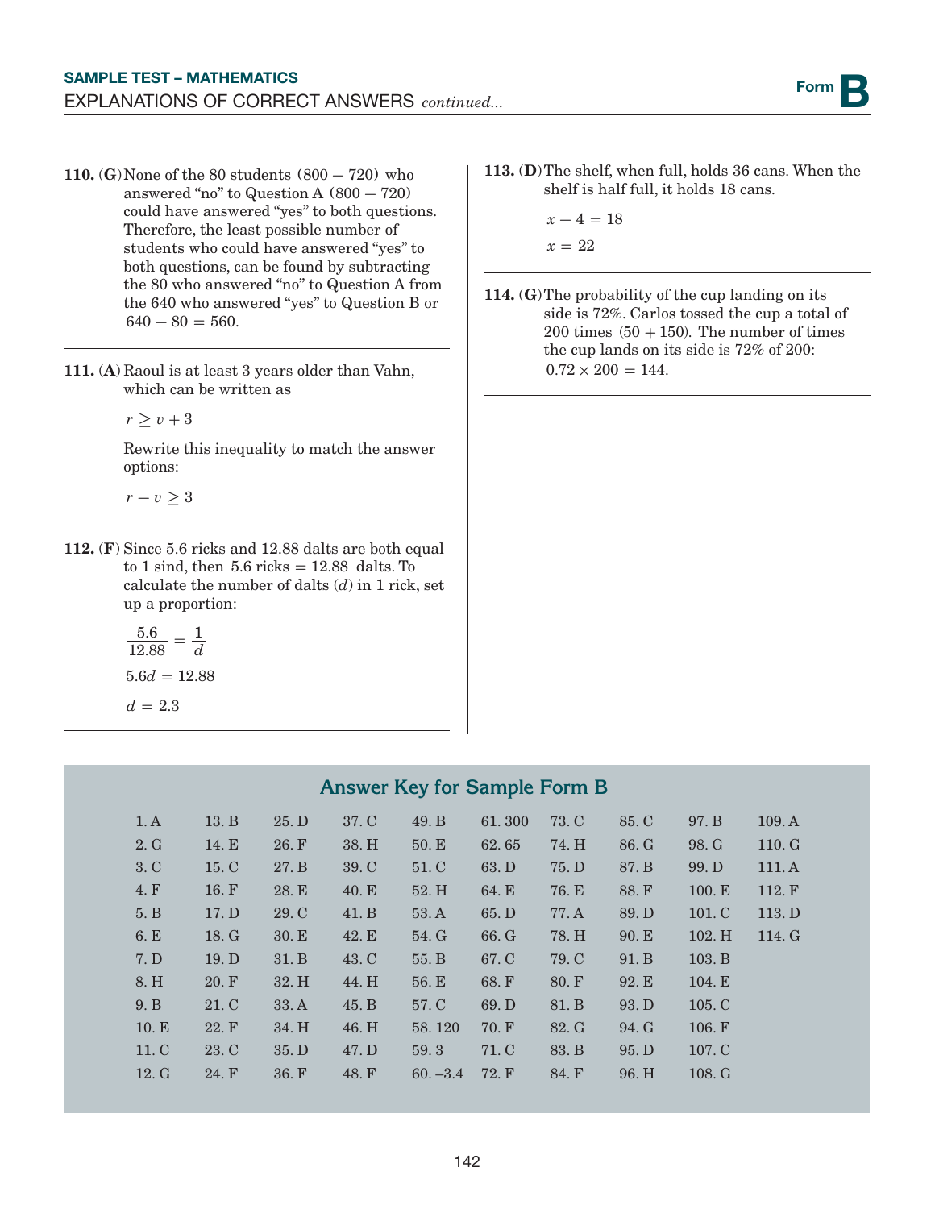**110.** (**G**) None of the 80 students $(800 - 720)$ who answered "no" to Question A $(800 - 720)$ could have answered "yes" to both questions. Therefore, the least possible number of students who could have answered "yes" to both questions, can be found by subtracting the 80 who answered "no" to Question A from the 640 who answered "yes" to Question B or $640 - 80 = 560$.

**111.** (**A**) Raoul is at least 3 years older than Vahn, which can be written as

$r \geq v + 3$

Rewrite this inequality to match the answer options:

$r - v \geq 3$

**112.** (**F**) Since 5.6 ricks and 12.88 dalts are both equal to 1 sind, then $5.6 \text{ ricks} = 12.88 \text{ dalts}$. To calculate the number of dalts $(d)$ in 1 rick, set up a proportion:

$$\frac{5.6}{12.88} = \frac{1}{d}$$

$$5.6d = 12.88$$

$$d = 2.3$$

**113.** (**D**) The shelf, when full, holds 36 cans. When the shelf is half full, it holds 18 cans.

$$x - 4 = 18$$

$$x = 22$$

**114.** (**G**) The probability of the cup landing on its side is 72%. Carlos tossed the cup a total of 200 times $(50 + 150)$. The number of times the cup lands on its side is 72% of 200: $0.72 \times 200 = 144$.

## Answer Key for Sample Form B

| | | | | | | | | | |
|---|---|---|---|---|---|---|---|---|---|
| 1. A | 13. B | 25. D | 37. C | 49. B | 61. 300 | 73. C | 85. C | 97. B | 109. A |
| 2. G | 14. E | 26. F | 38. H | 50. E | 62. 65 | 74. H | 86. G | 98. G | 110. G |
| 3. C | 15. C | 27. B | 39. C | 51. C | 63. D | 75. D | 87. B | 99. D | 111. A |
| 4. F | 16. F | 28. E | 40. E | 52. H | 64. E | 76. E | 88. F | 100. E | 112. F |
| 5. B | 17. D | 29. C | 41. B | 53. A | 65. D | 77. A | 89. D | 101. C | 113. D |
| 6. E | 18. G | 30. E | 42. E | 54. G | 66. G | 78. H | 90. E | 102. H | 114. G |
| 7. D | 19. D | 31. B | 43. C | 55. B | 67. C | 79. C | 91. B | 103. B | |
| 8. H | 20. F | 32. H | 44. H | 56. E | 68. F | 80. F | 92. E | 104. E | |
| 9. B | 21. C | 33. A | 45. B | 57. C | 69. D | 81. B | 93. D | 105. C | |
| 10. E | 22. F | 34. H | 46. H | 58. 120 | 70. F | 82. G | 94. G | 106. F | |
| 11. C | 23. C | 35. D | 47. D | 59. 3 | 71. C | 83. B | 95. D | 107. C | |
| 12. G | 24. F | 36. F | 48. F | 60. –3.4 | 72. F | 84. F | 96. H | 108. G | |